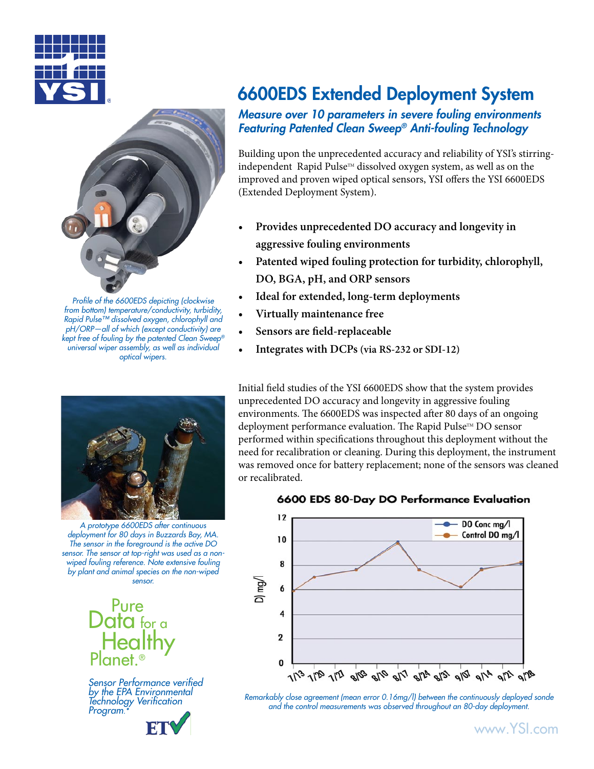# 6600EDS Extended Deployment System

***Measure over 10 parameters in severe fouling environments***
***Featuring Patented Clean Sweep® Anti-fouling Technology***

Building upon the unprecedented accuracy and reliability of YSI's stirring-independent Rapid Pulse™ dissolved oxygen system, as well as on the improved and proven wiped optical sensors, YSI offers the YSI 6600EDS (Extended Deployment System).

- **Provides unprecedented DO accuracy and longevity in aggressive fouling environments**
- **Patented wiped fouling protection for turbidity, chlorophyll, DO, BGA, pH, and ORP sensors**
- **Ideal for extended, long-term deployments**
- **Virtually maintenance free**
- **Sensors are field-replaceable**
- **Integrates with DCPs (via RS-232 or SDI-12)**

*Profile of the 6600EDS depicting (clockwise from bottom) temperature/conductivity, turbidity, Rapid Pulse™ dissolved oxygen, chlorophyll and pH/ORP—all of which (except conductivity) are kept free of fouling by the patented Clean Sweep® universal wiper assembly, as well as individual optical wipers.*

Initial field studies of the YSI 6600EDS show that the system provides unprecedented DO accuracy and longevity in aggressive fouling environments. The 6600EDS was inspected after 80 days of an ongoing deployment performance evaluation. The Rapid Pulse™ DO sensor performed within specifications throughout this deployment without the need for recalibration or cleaning. During this deployment, the instrument was removed once for battery replacement; none of the sensors was cleaned or recalibrated.

*A prototype 6600EDS after continuous deployment for 80 days in Buzzards Bay, MA. The sensor in the foreground is the active DO sensor. The sensor at top-right was used as a non-wiped fouling reference. Note extensive fouling by plant and animal species on the non-wiped sensor.*

**6600 EDS 80-Day DO Performance Evaluation**

*Remarkably close agreement (mean error 0.16mg/l) between the continuously deployed sonde and the control measurements was observed throughout an 80-day deployment.*

Pure Data for a Healthy Planet.®

*Sensor Performance verified by the EPA Environmental Technology Verification Program.**

www.YSI.com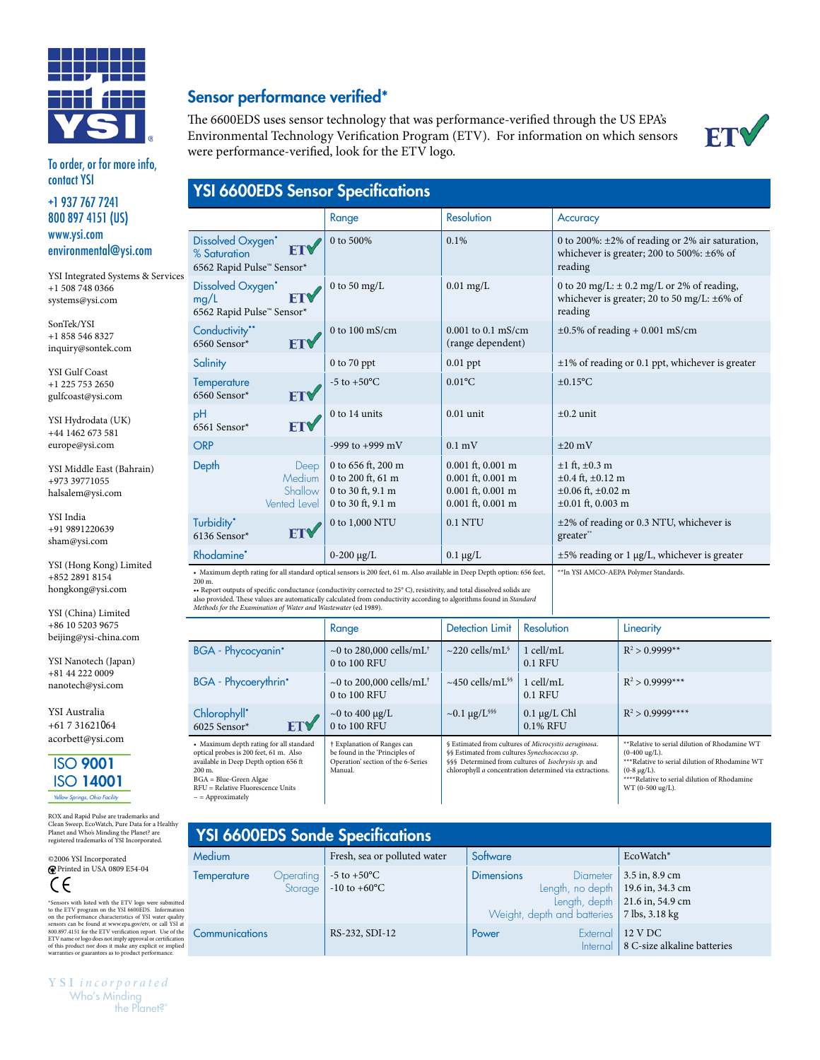To order, or for more info, contact YSI

+1 937 767 7241
800 897 4151 (US)
www.ysi.com
environmental@ysi.com

YSI Integrated Systems & Services
+1 508 748 0366
systems@ysi.com

SonTek/YSI
+1 858 546 8327
inquiry@sontek.com

YSI Gulf Coast
+1 225 753 2650
gulfcoast@ysi.com

YSI Hydrodata (UK)
+44 1462 673 581
europe@ysi.com

YSI Middle East (Bahrain)
+973 39771055
halsalem@ysi.com

YSI India
+91 9891220639
sham@ysi.com

YSI (Hong Kong) Limited
+852 2891 8154
hongkong@ysi.com

YSI (China) Limited
+86 10 5203 9675
beijing@ysi-china.com

YSI Nanotech (Japan)
+81 44 222 0009
nanotech@ysi.com

YSI Australia
+61 7 31621064
acorbett@ysi.com

ISO 9001
ISO 14001
Yellow Springs, Ohio Facility

ROX and Rapid Pulse are trademarks and Clean Sweep, EcoWatch, Pure Data for a Healthy Planet and Who's Minding the Planet? are registered trademarks of YSI Incorporated.

©2006 YSI Incorporated
Printed in USA 0809 E54-04

*Sensors with listed with the ETV logo were submitted to the ETV program on the YSI 6600EDS. Information on the performance characteristics of YSI water quality sensors can be found at www.epa.gov/etv, or call YSI at 800.897.4151 for the ETV verification report. Use of the ETV name or logo does not imply approval or certification of this product nor does it make any explicit or implied warranties or guarantees as to product performance.

## Sensor performance verified*

The 6600EDS uses sensor technology that was performance-verified through the US EPA's Environmental Technology Verification Program (ETV). For information on which sensors were performance-verified, look for the ETV logo.

## YSI 6600EDS Sensor Specifications

| | Range | Resolution | Accuracy |
|---|---|---|---|
| Dissolved Oxygen• % Saturation (ETV) 6562 Rapid Pulse™ Sensor* | 0 to 500% | 0.1% | 0 to 200%: ±2% of reading or 2% air saturation, whichever is greater; 200 to 500%: ±6% of reading |
| Dissolved Oxygen• mg/L (ETV) 6562 Rapid Pulse™ Sensor* | 0 to 50 mg/L | 0.01 mg/L | 0 to 20 mg/L: ± 0.2 mg/L or 2% of reading, whichever is greater; 20 to 50 mg/L: ±6% of reading |
| Conductivity•• 6560 Sensor* (ETV) | 0 to 100 mS/cm | 0.001 to 0.1 mS/cm (range dependent) | ±0.5% of reading + 0.001 mS/cm |
| Salinity | 0 to 70 ppt | 0.01 ppt | ±1% of reading or 0.1 ppt, whichever is greater |
| Temperature 6560 Sensor* (ETV) | -5 to +50°C | 0.01°C | ±0.15°C |
| pH 6561 Sensor* (ETV) | 0 to 14 units | 0.01 unit | ±0.2 unit |
| ORP | -999 to +999 mV | 0.1 mV | ±20 mV |
| Depth — Deep | 0 to 656 ft, 200 m | 0.001 ft, 0.001 m | ±1 ft, ±0.3 m |
| Depth — Medium | 0 to 200 ft, 61 m | 0.001 ft, 0.001 m | ±0.4 ft, ±0.12 m |
| Depth — Shallow | 0 to 30 ft, 9.1 m | 0.001 ft, 0.001 m | ±0.06 ft, ±0.02 m |
| Depth — Vented Level | 0 to 30 ft, 9.1 m | 0.001 ft, 0.001 m | ±0.01 ft, 0.003 m |
| Turbidity• 6136 Sensor* (ETV) | 0 to 1,000 NTU | 0.1 NTU | ±2% of reading or 0.3 NTU, whichever is greater** |
| Rhodamine• | 0-200 μg/L | 0.1 μg/L | ±5% reading or 1 μg/L, whichever is greater |

• Maximum depth rating for all standard optical sensors is 200 feet, 61 m. Also available in Deep Depth option: 656 feet, 200 m.
•• Report outputs of specific conductance (conductivity corrected to 25° C), resistivity, and total dissolved solids are also provided. These values are automatically calculated from conductivity according to algorithms found in *Standard Methods for the Examination of Water and Wastewater* (ed 1989).

**In YSI AMCO-AEPA Polymer Standards.

| | Range | Detection Limit | Resolution | Linearity |
|---|---|---|---|---|
| BGA - Phycocyanin• | ~0 to 280,000 cells/mL† 0 to 100 RFU | ~220 cells/mL§ | 1 cell/mL 0.1 RFU | $R^2 > 0.9999$** |
| BGA - Phycoerythrin• | ~0 to 200,000 cells/mL† 0 to 100 RFU | ~450 cells/mL§§ | 1 cell/mL 0.1 RFU | $R^2 > 0.9999$*** |
| Chlorophyll• 6025 Sensor* (ETV) | ~0 to 400 μg/L 0 to 100 RFU | ~0.1 μg/L§§§ | 0.1 μg/L Chl 0.1% RFU | $R^2 > 0.9999$**** |

• Maximum depth rating for all standard optical probes is 200 feet, 61 m. Also available in Deep Depth option 656 ft 200 m.
BGA = Blue-Green Algae
RFU = Relative Fluorescence Units
~ = Approximately

† Explanation of Ranges can be found in the 'Principles of Operation' section of the 6-Series Manual.

§ Estimated from cultures of *Microcystis aeruginosa*.
§§ Estimated from cultures *Synechococcus sp*.
§§§ Determined from cultures of *Isochrysis sp*. and chlorophyll *a* concentration determined via extractions.

**Relative to serial dilution of Rhodamine WT (0-400 ug/L).
***Relative to serial dilution of Rhodamine WT (0-8 μg/L).
****Relative to serial dilution of Rhodamine WT (0-500 ug/L).

## YSI 6600EDS Sonde Specifications

| | | | |
|---|---|---|---|
| Medium | Fresh, sea or polluted water | Software | EcoWatch® |
| Temperature — Operating | -5 to +50°C | Dimensions — Diameter | 3.5 in, 8.9 cm |
| Temperature — Storage | -10 to +60°C | Length, no depth | 19.6 in, 34.3 cm |
| | | Length, depth | 21.6 in, 54.9 cm |
| | | Weight, depth and batteries | 7 lbs, 3.18 kg |
| Communications | RS-232, SDI-12 | Power — External | 12 V DC |
| | | Power — Internal | 8 C-size alkaline batteries |

YSI incorporated
Who's Minding the Planet?®